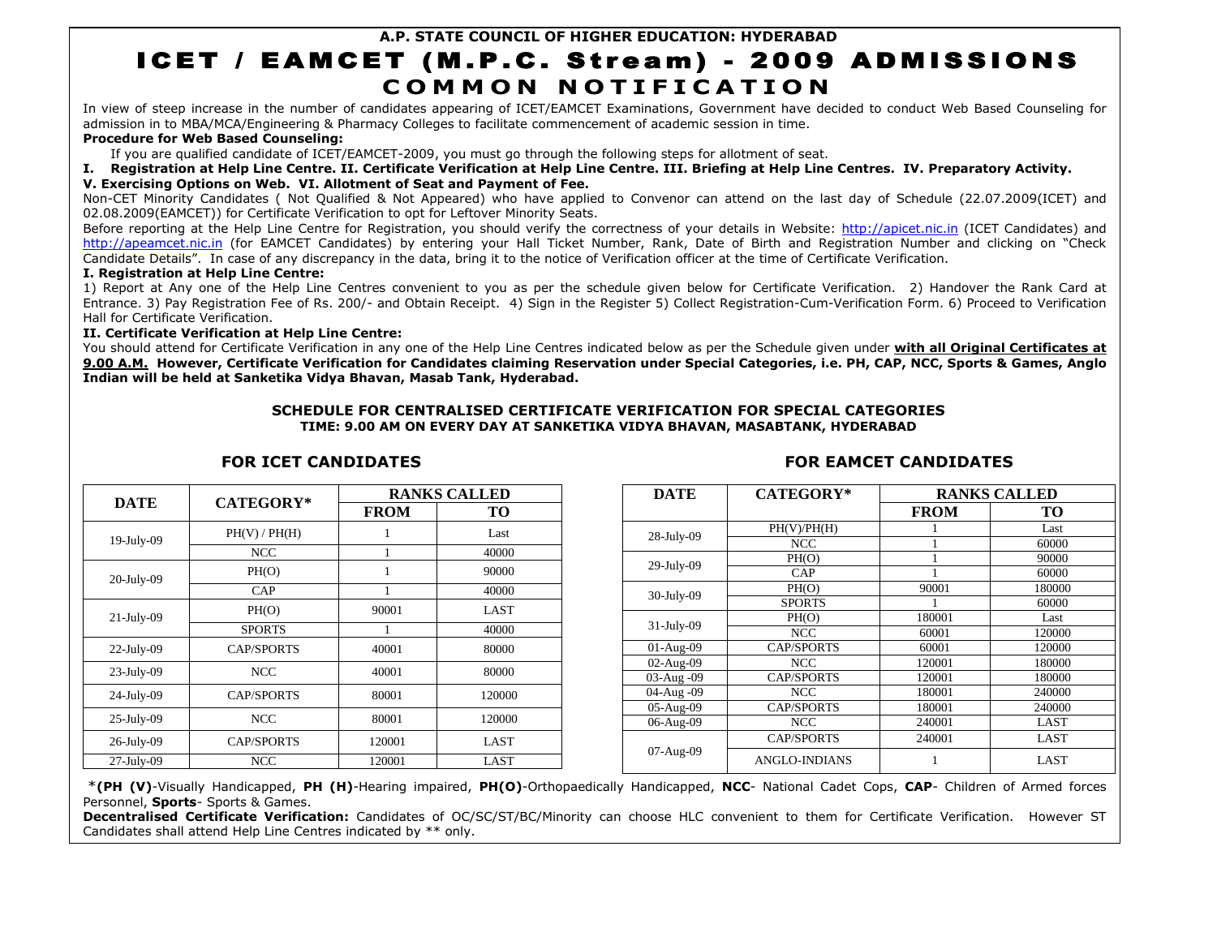**A.P. STATE COUNCIL OF HIGHER EDUCATION: HYDERABAD**

# ICET / EAMCET (M.P.C. Stream) - 2009 ADMISSIONS

## COMMON NOTIFICATION

In view of steep increase in the number of candidates appearing of ICET/EAMCET Examinations, Government have decided to conduct Web Based Counseling for admission in to MBA/MCA/Engineering & Pharmacy Colleges to facilitate commencement of academic session in time.

**Procedure for Web Based Counseling:**

If you are qualified candidate of ICET/EAMCET-2009, you must go through the following steps for allotment of seat.

**I. Registration at Help Line Centre. II. Certificate Verification at Help Line Centre. III. Briefing at Help Line Centres. IV. Preparatory Activity. V. Exercising Options on Web. VI. Allotment of Seat and Payment of Fee.**

Non-CET Minority Candidates ( Not Qualified & Not Appeared) who have applied to Convenor can attend on the last day of Schedule (22.07.2009(ICET) and 02.08.2009(EAMCET)) for Certificate Verification to opt for Leftover Minority Seats.

Before reporting at the Help Line Centre for Registration, you should verify the correctness of your details in Website: http://apicet.nic.in (ICET Candidates) and http://apeamcet.nic.in (for EAMCET Candidates) by entering your Hall Ticket Number, Rank, Date of Birth and Registration Number and clicking on "Check Candidate Details". In case of any discrepancy in the data, bring it to the notice of Verification officer at the time of Certificate Verification.

**I. Registration at Help Line Centre:**

1) Report at Any one of the Help Line Centres convenient to you as per the schedule given below for Certificate Verification. 2) Handover the Rank Card at Entrance. 3) Pay Registration Fee of Rs. 200/- and Obtain Receipt. 4) Sign in the Register 5) Collect Registration-Cum-Verification Form. 6) Proceed to Verification Hall for Certificate Verification.

**II. Certificate Verification at Help Line Centre:**

You should attend for Certificate Verification in any one of the Help Line Centres indicated below as per the Schedule given under **with all Original Certificates at 9.00 A.M. However, Certificate Verification for Candidates claiming Reservation under Special Categories, i.e. PH, CAP, NCC, Sports & Games, Anglo Indian will be held at Sanketika Vidya Bhavan, Masab Tank, Hyderabad.**

**SCHEDULE FOR CENTRALISED CERTIFICATE VERIFICATION FOR SPECIAL CATEGORIES**
**TIME: 9.00 AM ON EVERY DAY AT SANKETIKA VIDYA BHAVAN, MASABTANK, HYDERABAD**

### FOR ICET CANDIDATES

| DATE | CATEGORY* | RANKS CALLED | |
|---|---|---|---|
| | | FROM | TO |
| 19-July-09 | PH(V) / PH(H) | 1 | Last |
| | NCC | 1 | 40000 |
| 20-July-09 | PH(O) | 1 | 90000 |
| | CAP | 1 | 40000 |
| 21-July-09 | PH(O) | 90001 | LAST |
| | SPORTS | 1 | 40000 |
| 22-July-09 | CAP/SPORTS | 40001 | 80000 |
| 23-July-09 | NCC | 40001 | 80000 |
| 24-July-09 | CAP/SPORTS | 80001 | 120000 |
| 25-July-09 | NCC | 80001 | 120000 |
| 26-July-09 | CAP/SPORTS | 120001 | LAST |
| 27-July-09 | NCC | 120001 | LAST |

### FOR EAMCET CANDIDATES

| DATE | CATEGORY* | RANKS CALLED | |
|---|---|---|---|
| | | FROM | TO |
| 28-July-09 | PH(V)/PH(H) | 1 | Last |
| | NCC | 1 | 60000 |
| 29-July-09 | PH(O) | 1 | 90000 |
| | CAP | 1 | 60000 |
| 30-July-09 | PH(O) | 90001 | 180000 |
| | SPORTS | 1 | 60000 |
| 31-July-09 | PH(O) | 180001 | Last |
| | NCC | 60001 | 120000 |
| 01-Aug-09 | CAP/SPORTS | 60001 | 120000 |
| 02-Aug-09 | NCC | 120001 | 180000 |
| 03-Aug -09 | CAP/SPORTS | 120001 | 180000 |
| 04-Aug -09 | NCC | 180001 | 240000 |
| 05-Aug-09 | CAP/SPORTS | 180001 | 240000 |
| 06-Aug-09 | NCC | 240001 | LAST |
| 07-Aug-09 | CAP/SPORTS | 240001 | LAST |
| | ANGLO-INDIANS | 1 | LAST |

*__(PH (V)__-Visually Handicapped, **PH (H)**-Hearing impaired, **PH(O)**-Orthopaedically Handicapped, **NCC**- National Cadet Cops, **CAP**- Children of Armed forces Personnel, **Sports**- Sports & Games.

**Decentralised Certificate Verification:** Candidates of OC/SC/ST/BC/Minority can choose HLC convenient to them for Certificate Verification. However ST Candidates shall attend Help Line Centres indicated by ** only.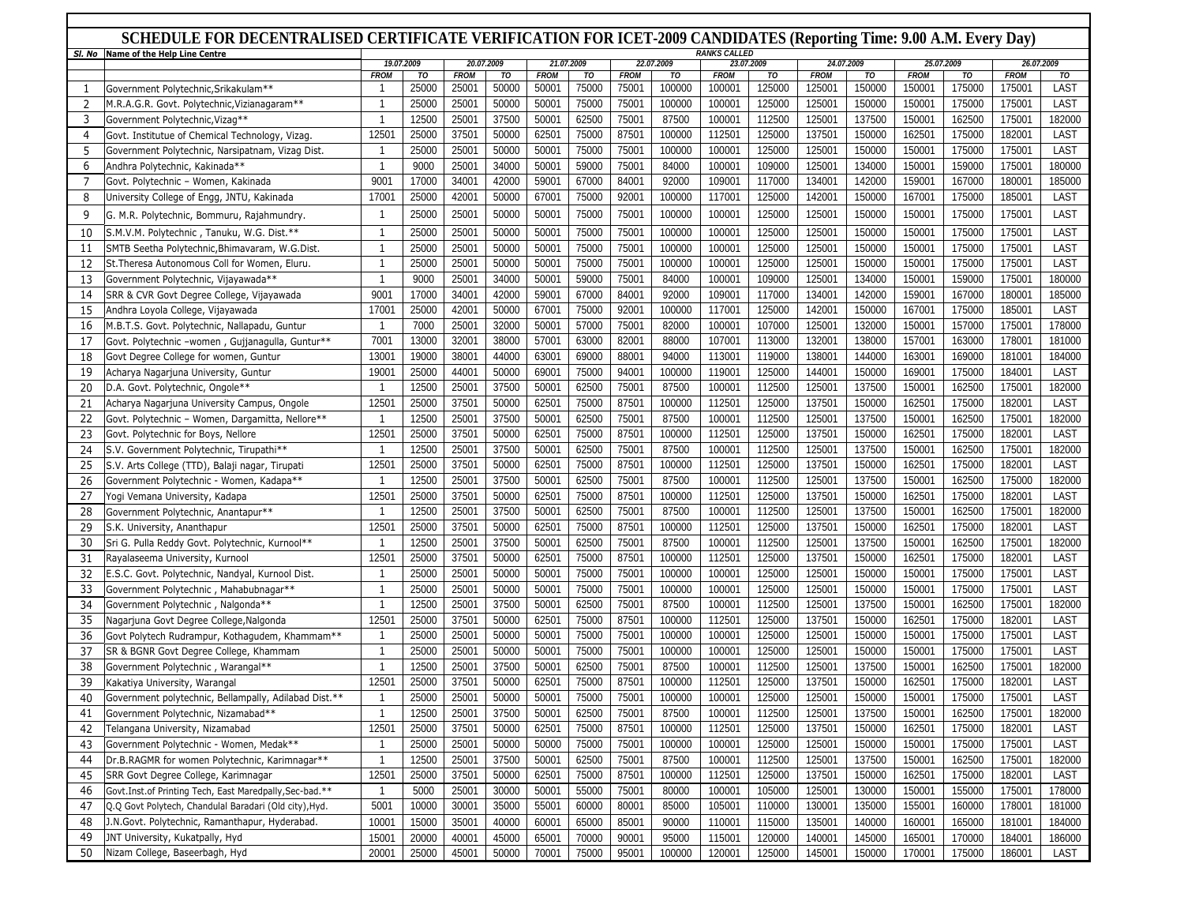## SCHEDULE FOR DECENTRALISED CERTIFICATE VERIFICATION FOR ICET-2009 CANDIDATES (Reporting Time: 9.00 A.M. Every Day)

| Sl. No | Name of the Help Line Centre | RANKS CALLED | | | | | | | | | | | | | | | |
|---|---|---|---|---|---|---|---|---|---|---|---|---|---|---|---|---|---|
| | | 19.07.2009 | | 20.07.2009 | | 21.07.2009 | | 22.07.2009 | | 23.07.2009 | | 24.07.2009 | | 25.07.2009 | | 26.07.2009 | |
| | | FROM | TO | FROM | TO | FROM | TO | FROM | TO | FROM | TO | FROM | TO | FROM | TO | FROM | TO |
| 1 | Government Polytechnic,Srikakulam** | 1 | 25000 | 25001 | 50000 | 50001 | 75000 | 75001 | 100000 | 100001 | 125000 | 125001 | 150000 | 150001 | 175000 | 175001 | LAST |
| 2 | M.R.A.G.R. Govt. Polytechnic,Vizianagaram** | 1 | 25000 | 25001 | 50000 | 50001 | 75000 | 75001 | 100000 | 100001 | 125000 | 125001 | 150000 | 150001 | 175000 | 175001 | LAST |
| 3 | Government Polytechnic,Vizag** | 1 | 12500 | 25001 | 37500 | 50001 | 62500 | 75001 | 87500 | 100001 | 112500 | 125001 | 137500 | 150001 | 162500 | 175001 | 182000 |
| 4 | Govt. Institutue of Chemical Technology, Vizag. | 12501 | 25000 | 37501 | 50000 | 62501 | 75000 | 87501 | 100000 | 112501 | 125000 | 137501 | 150000 | 162501 | 175000 | 182001 | LAST |
| 5 | Government Polytechnic, Narsipatnam, Vizag Dist. | 1 | 25000 | 25001 | 50000 | 50001 | 75000 | 75001 | 100000 | 100001 | 125000 | 125001 | 150000 | 150001 | 175000 | 175001 | LAST |
| 6 | Andhra Polytechnic, Kakinada** | 1 | 9000 | 25001 | 34000 | 50001 | 59000 | 75001 | 84000 | 100001 | 109000 | 125001 | 134000 | 150001 | 159000 | 175001 | 180000 |
| 7 | Govt. Polytechnic – Women, Kakinada | 9001 | 17000 | 34001 | 42000 | 59001 | 67000 | 84001 | 92000 | 109001 | 117000 | 134001 | 142000 | 159001 | 167000 | 180001 | 185000 |
| 8 | University College of Engg, JNTU, Kakinada | 17001 | 25000 | 42001 | 50000 | 67001 | 75000 | 92001 | 100000 | 117001 | 125000 | 142001 | 150000 | 167001 | 175000 | 185001 | LAST |
| 9 | G. M.R. Polytechnic, Bommuru, Rajahmundry. | 1 | 25000 | 25001 | 50000 | 50001 | 75000 | 75001 | 100000 | 100001 | 125000 | 125001 | 150000 | 150001 | 175000 | 175001 | LAST |
| 10 | S.M.V.M. Polytechnic , Tanuku, W.G. Dist.** | 1 | 25000 | 25001 | 50000 | 50001 | 75000 | 75001 | 100000 | 100001 | 125000 | 125001 | 150000 | 150001 | 175000 | 175001 | LAST |
| 11 | SMTB Seetha Polytechnic,Bhimavaram, W.G.Dist. | 1 | 25000 | 25001 | 50000 | 50001 | 75000 | 75001 | 100000 | 100001 | 125000 | 125001 | 150000 | 150001 | 175000 | 175001 | LAST |
| 12 | St.Theresa Autonomous Coll for Women, Eluru. | 1 | 25000 | 25001 | 50000 | 50001 | 75000 | 75001 | 100000 | 100001 | 125000 | 125001 | 150000 | 150001 | 175000 | 175001 | LAST |
| 13 | Government Polytechnic, Vijayawada** | 1 | 9000 | 25001 | 34000 | 50001 | 59000 | 75001 | 84000 | 100001 | 109000 | 125001 | 134000 | 150001 | 159000 | 175001 | 180000 |
| 14 | SRR & CVR Govt Degree College, Vijayawada | 9001 | 17000 | 34001 | 42000 | 59001 | 67000 | 84001 | 92000 | 109001 | 117000 | 134001 | 142000 | 159001 | 167000 | 180001 | 185000 |
| 15 | Andhra Loyola College, Vijayawada | 17001 | 25000 | 42001 | 50000 | 67001 | 75000 | 92001 | 100000 | 117001 | 125000 | 142001 | 150000 | 167001 | 175000 | 185001 | LAST |
| 16 | M.B.T.S. Govt. Polytechnic, Nallapadu, Guntur | 1 | 7000 | 25001 | 32000 | 50001 | 57000 | 75001 | 82000 | 100001 | 107000 | 125001 | 132000 | 150001 | 157000 | 175001 | 178000 |
| 17 | Govt. Polytechnic –women , Gujjanagulla, Guntur** | 7001 | 13000 | 32001 | 38000 | 57001 | 63000 | 82001 | 88000 | 107001 | 113000 | 132001 | 138000 | 157001 | 163000 | 178001 | 181000 |
| 18 | Govt Degree College for women, Guntur | 13001 | 19000 | 38001 | 44000 | 63001 | 69000 | 88001 | 94000 | 113001 | 119000 | 138001 | 144000 | 163001 | 169000 | 181001 | 184000 |
| 19 | Acharya Nagarjuna University, Guntur | 19001 | 25000 | 44001 | 50000 | 69001 | 75000 | 94001 | 100000 | 119001 | 125000 | 144001 | 150000 | 169001 | 175000 | 184001 | LAST |
| 20 | D.A. Govt. Polytechnic, Ongole** | 1 | 12500 | 25001 | 37500 | 50001 | 62500 | 75001 | 87500 | 100001 | 112500 | 125001 | 137500 | 150001 | 162500 | 175001 | 182000 |
| 21 | Acharya Nagarjuna University Campus, Ongole | 12501 | 25000 | 37501 | 50000 | 62501 | 75000 | 87501 | 100000 | 112501 | 125000 | 137501 | 150000 | 162501 | 175000 | 182001 | LAST |
| 22 | Govt. Polytechnic – Women, Dargamitta, Nellore** | 1 | 12500 | 25001 | 37500 | 50001 | 62500 | 75001 | 87500 | 100001 | 112500 | 125001 | 137500 | 150001 | 162500 | 175001 | 182000 |
| 23 | Govt. Polytechnic for Boys, Nellore | 12501 | 25000 | 37501 | 50000 | 62501 | 75000 | 87501 | 100000 | 112501 | 125000 | 137501 | 150000 | 162501 | 175000 | 182001 | LAST |
| 24 | S.V. Government Polytechnic, Tirupathi** | 1 | 12500 | 25001 | 37500 | 50001 | 62500 | 75001 | 87500 | 100001 | 112500 | 125001 | 137500 | 150001 | 162500 | 175001 | 182000 |
| 25 | S.V. Arts College (TTD), Balaji nagar, Tirupati | 12501 | 25000 | 37501 | 50000 | 62501 | 75000 | 87501 | 100000 | 112501 | 125000 | 137501 | 150000 | 162501 | 175000 | 182001 | LAST |
| 26 | Government Polytechnic - Women, Kadapa** | 1 | 12500 | 25001 | 37500 | 50001 | 62500 | 75001 | 87500 | 100001 | 112500 | 125001 | 137500 | 150001 | 162500 | 175000 | 182000 |
| 27 | Yogi Vemana University, Kadapa | 12501 | 25000 | 37501 | 50000 | 62501 | 75000 | 87501 | 100000 | 112501 | 125000 | 137501 | 150000 | 162501 | 175000 | 182001 | LAST |
| 28 | Government Polytechnic, Anantapur** | 1 | 12500 | 25001 | 37500 | 50001 | 62500 | 75001 | 87500 | 100001 | 112500 | 125001 | 137500 | 150001 | 162500 | 175001 | 182000 |
| 29 | S.K. University, Ananthapur | 12501 | 25000 | 37501 | 50000 | 62501 | 75000 | 87501 | 100000 | 112501 | 125000 | 137501 | 150000 | 162501 | 175000 | 182001 | LAST |
| 30 | Sri G. Pulla Reddy Govt. Polytechnic, Kurnool** | 1 | 12500 | 25001 | 37500 | 50001 | 62500 | 75001 | 87500 | 100001 | 112500 | 125001 | 137500 | 150001 | 162500 | 175001 | 182000 |
| 31 | Rayalaseema University, Kurnool | 12501 | 25000 | 37501 | 50000 | 62501 | 75000 | 87501 | 100000 | 112501 | 125000 | 137501 | 150000 | 162501 | 175000 | 182001 | LAST |
| 32 | E.S.C. Govt. Polytechnic, Nandyal, Kurnool Dist. | 1 | 25000 | 25001 | 50000 | 50001 | 75000 | 75001 | 100000 | 100001 | 125000 | 125001 | 150000 | 150001 | 175000 | 175001 | LAST |
| 33 | Government Polytechnic , Mahabubnagar** | 1 | 25000 | 25001 | 50000 | 50001 | 75000 | 75001 | 100000 | 100001 | 125000 | 125001 | 150000 | 150001 | 175000 | 175001 | LAST |
| 34 | Government Polytechnic , Nalgonda** | 1 | 12500 | 25001 | 37500 | 50001 | 62500 | 75001 | 87500 | 100001 | 112500 | 125001 | 137500 | 150001 | 162500 | 175001 | 182000 |
| 35 | Nagarjuna Govt Degree College,Nalgonda | 12501 | 25000 | 37501 | 50000 | 62501 | 75000 | 87501 | 100000 | 112501 | 125000 | 137501 | 150000 | 162501 | 175000 | 182001 | LAST |
| 36 | Govt Polytech Rudrampur, Kothagudem, Khammam** | 1 | 25000 | 25001 | 50000 | 50001 | 75000 | 75001 | 100000 | 100001 | 125000 | 125001 | 150000 | 150001 | 175000 | 175001 | LAST |
| 37 | SR & BGNR Govt Degree College, Khammam | 1 | 25000 | 25001 | 50000 | 50001 | 75000 | 75001 | 100000 | 100001 | 125000 | 125001 | 150000 | 150001 | 175000 | 175001 | LAST |
| 38 | Government Polytechnic , Warangal** | 1 | 12500 | 25001 | 37500 | 50001 | 62500 | 75001 | 87500 | 100001 | 112500 | 125001 | 137500 | 150001 | 162500 | 175001 | 182000 |
| 39 | Kakatiya University, Warangal | 12501 | 25000 | 37501 | 50000 | 62501 | 75000 | 87501 | 100000 | 112501 | 125000 | 137501 | 150000 | 162501 | 175000 | 182001 | LAST |
| 40 | Government polytechnic, Bellampally, Adilabad Dist.** | 1 | 25000 | 25001 | 50000 | 50001 | 75000 | 75001 | 100000 | 100001 | 125000 | 125001 | 150000 | 150001 | 175000 | 175001 | LAST |
| 41 | Government Polytechnic, Nizamabad** | 1 | 12500 | 25001 | 37500 | 50001 | 62500 | 75001 | 87500 | 100001 | 112500 | 125001 | 137500 | 150001 | 162500 | 175001 | 182000 |
| 42 | Telangana University, Nizamabad | 12501 | 25000 | 37501 | 50000 | 62501 | 75000 | 87501 | 100000 | 112501 | 125000 | 137501 | 150000 | 162501 | 175000 | 182001 | LAST |
| 43 | Government Polytechnic - Women, Medak** | 1 | 25000 | 25001 | 50000 | 50000 | 75000 | 75001 | 100000 | 100001 | 125000 | 125001 | 150000 | 150001 | 175000 | 175001 | LAST |
| 44 | Dr.B.RAGMR for women Polytechnic, Karimnagar** | 1 | 12500 | 25001 | 37500 | 50001 | 62500 | 75001 | 87500 | 100001 | 112500 | 125001 | 137500 | 150001 | 162500 | 175001 | 182000 |
| 45 | SRR Govt Degree College, Karimnagar | 12501 | 25000 | 37501 | 50000 | 62501 | 75000 | 87501 | 100000 | 112501 | 125000 | 137501 | 150000 | 162501 | 175000 | 182001 | LAST |
| 46 | Govt.Inst.of Printing Tech, East Maredpally,Sec-bad.** | 1 | 5000 | 25001 | 30000 | 50001 | 55000 | 75001 | 80000 | 100001 | 105000 | 125001 | 130000 | 150001 | 155000 | 175001 | 178000 |
| 47 | Q.Q Govt Polytech, Chandulal Baradari (Old city),Hyd. | 5001 | 10000 | 30001 | 35000 | 55001 | 60000 | 80001 | 85000 | 105001 | 110000 | 130001 | 135000 | 155001 | 160000 | 178001 | 181000 |
| 48 | J.N.Govt. Polytechnic, Ramanthapur, Hyderabad. | 10001 | 15000 | 35001 | 40000 | 60001 | 65000 | 85001 | 90000 | 110001 | 115000 | 135001 | 140000 | 160001 | 165000 | 181001 | 184000 |
| 49 | JNT University, Kukatpally, Hyd | 15001 | 20000 | 40001 | 45000 | 65001 | 70000 | 90001 | 95000 | 115001 | 120000 | 140001 | 145000 | 165001 | 170000 | 184001 | 186000 |
| 50 | Nizam College, Baseerbagh, Hyd | 20001 | 25000 | 45001 | 50000 | 70001 | 75000 | 95001 | 100000 | 120001 | 125000 | 145001 | 150000 | 170001 | 175000 | 186001 | LAST |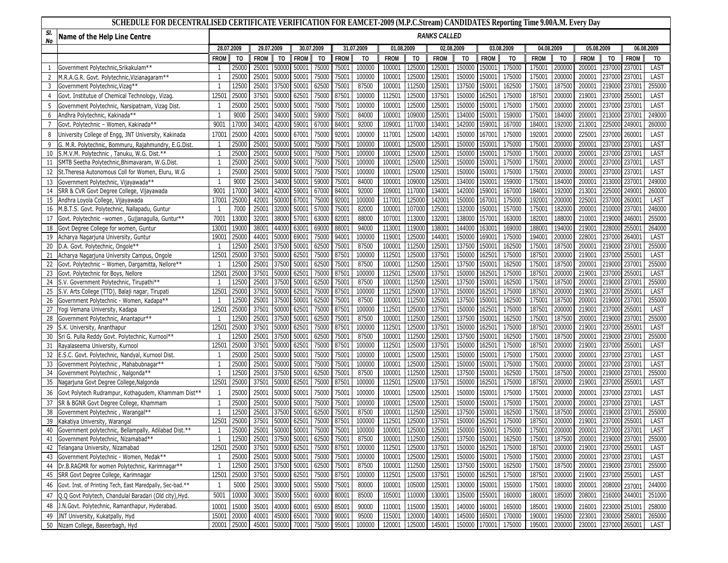# SCHEDULE FOR DECENTRALISED CERTIFICATE VERIFICATION FOR EAMCET-2009 (M.P.C.Stream) CANDIDATES Reporting Time 9.00A.M. Every Day

| Sl. No | Name of the Help Line Centre | RANKS CALLED | | | | | | | | | | | | | | | | | | | |
|---|---|---|---|---|---|---|---|---|---|---|---|---|---|---|---|---|---|---|---|---|---|
| | | 28.07.2009 | | 29.07.2009 | | 30.07.2009 | | 31.07.2009 | | 01.08.2009 | | 02.08.2009 | | 03.08.2009 | | 04.08.2009 | | 05.08.2009 | | 06.08.2009 | |
| | | FROM | TO | FROM | TO | FROM | TO | FROM | TO | FROM | TO | FROM | TO | FROM | TO | FROM | TO | FROM | TO | FROM | TO |
| 1 | Government Polytechnic,Srikakulam** | 1 | 25000 | 25001 | 50000 | 50001 | 75000 | 75001 | 100000 | 100001 | 125000 | 125001 | 150000 | 150001 | 175000 | 175001 | 200000 | 200001 | 237000 | 237001 | LAST |
| 2 | M.R.A.G.R. Govt. Polytechnic,Vizianagaram** | 1 | 25000 | 25001 | 50000 | 50001 | 75000 | 75001 | 100000 | 100001 | 125000 | 125001 | 150000 | 150001 | 175000 | 175001 | 200000 | 200001 | 237000 | 237001 | LAST |
| 3 | Government Polytechnic,Vizag** | 1 | 12500 | 25001 | 37500 | 50001 | 62500 | 75001 | 87500 | 100001 | 112500 | 125001 | 137500 | 150001 | 162500 | 175001 | 187500 | 200001 | 219000 | 237001 | 255000 |
| 4 | Govt. Institutue of Chemical Technology, Vizag. | 12501 | 25000 | 37501 | 50000 | 62501 | 75000 | 87501 | 100000 | 112501 | 125000 | 137501 | 150000 | 162501 | 175000 | 187501 | 200000 | 219001 | 237000 | 255001 | LAST |
| 5 | Government Polytechnic, Narsipatnam, Vizag Dist. | 1 | 25000 | 25001 | 50000 | 50001 | 75000 | 75001 | 100000 | 100001 | 125000 | 125001 | 150000 | 150001 | 175000 | 175001 | 200000 | 200001 | 237000 | 237001 | LAST |
| 6 | Andhra Polytechnic, Kakinada** | 1 | 9000 | 25001 | 34000 | 50001 | 59000 | 75001 | 84000 | 100001 | 109000 | 125001 | 134000 | 150001 | 159000 | 175001 | 184000 | 200001 | 213000 | 237001 | 249000 |
| 7 | Govt. Polytechnic – Women, Kakinada** | 9001 | 17000 | 34001 | 42000 | 59001 | 67000 | 84001 | 92000 | 109001 | 117000 | 134001 | 142000 | 159001 | 167000 | 184001 | 192000 | 213001 | 225000 | 249001 | 260000 |
| 8 | University College of Engg, JNT University, Kakinada | 17001 | 25000 | 42001 | 50000 | 67001 | 75000 | 92001 | 100000 | 117001 | 125000 | 142001 | 150000 | 167001 | 175000 | 192001 | 200000 | 225001 | 237000 | 260001 | LAST |
| 9 | G. M.R. Polytechnic, Bommuru, Rajahmundry, E.G.Dist. | 1 | 25000 | 25001 | 50000 | 50001 | 75000 | 75001 | 100000 | 100001 | 125000 | 125001 | 150000 | 150001 | 175000 | 175001 | 200000 | 200001 | 237000 | 237001 | LAST |
| 10 | S.M.V.M. Polytechnic , Tanuku, W.G. Dist.** | 1 | 25000 | 25001 | 50000 | 50001 | 75000 | 75001 | 100000 | 100001 | 125000 | 125001 | 150000 | 150001 | 175000 | 175001 | 200000 | 200001 | 237000 | 237001 | LAST |
| 11 | SMTB Seetha Polytechnic,Bhimavaram, W.G.Dist. | 1 | 25000 | 25001 | 50000 | 50001 | 75000 | 75001 | 100000 | 100001 | 125000 | 125001 | 150000 | 150001 | 175000 | 175001 | 200000 | 200001 | 237000 | 237001 | LAST |
| 12 | St.Theresa Autonomous Coll for Women, Eluru, W.G | 1 | 25000 | 25001 | 50000 | 50001 | 75000 | 75001 | 100000 | 100001 | 125000 | 125001 | 150000 | 150001 | 175000 | 175001 | 200000 | 200001 | 237000 | 237001 | LAST |
| 13 | Government Polytechnic, Vijayawada** | 1 | 9000 | 25001 | 34000 | 50001 | 59000 | 75001 | 84000 | 100001 | 109000 | 125001 | 134000 | 150001 | 159000 | 175001 | 184000 | 200001 | 213000 | 237001 | 249000 |
| 14 | SRR & CVR Govt Degree College, Vijayawada | 9001 | 17000 | 34001 | 42000 | 59001 | 67000 | 84001 | 92000 | 109001 | 117000 | 134001 | 142000 | 159001 | 167000 | 184001 | 192000 | 213001 | 225000 | 249001 | 260000 |
| 15 | Andhra Loyola College, Vijayawada | 17001 | 25000 | 42001 | 50000 | 67001 | 75000 | 92001 | 100000 | 117001 | 125000 | 142001 | 150000 | 167001 | 175000 | 192001 | 200000 | 225001 | 237000 | 260001 | LAST |
| 16 | M.B.T.S. Govt. Polytechnic, Nallapadu, Guntur | 1 | 7000 | 25001 | 32000 | 50001 | 57000 | 75001 | 82000 | 100001 | 107000 | 125001 | 132000 | 150001 | 157000 | 175001 | 182000 | 200001 | 210000 | 237001 | 246000 |
| 17 | Govt. Polytechnic –women , Gujjanagulla, Guntur** | 7001 | 13000 | 32001 | 38000 | 57001 | 63000 | 82001 | 88000 | 107001 | 113000 | 132001 | 138000 | 157001 | 163000 | 182001 | 188000 | 210001 | 219000 | 246001 | 255000 |
| 18 | Govt Degree College for women, Guntur | 13001 | 19000 | 38001 | 44000 | 63001 | 69000 | 88001 | 94000 | 113001 | 119000 | 138001 | 144000 | 163001 | 169000 | 188001 | 194000 | 219001 | 228000 | 255001 | 264000 |
| 19 | Acharya Nagarjuna University, Guntur | 19001 | 25000 | 44001 | 50000 | 69001 | 75000 | 94001 | 100000 | 119001 | 125000 | 144001 | 150000 | 169001 | 175000 | 194001 | 200000 | 228001 | 237000 | 264001 | LAST |
| 20 | D.A. Govt. Polytechnic, Ongole** | 1 | 12500 | 25001 | 37500 | 50001 | 62500 | 75001 | 87500 | 100001 | 112500 | 125001 | 137500 | 150001 | 162500 | 175001 | 187500 | 200001 | 219000 | 237001 | 255000 |
| 21 | Acharya Nagarjuna University Campus, Ongole | 12501 | 25000 | 37501 | 50000 | 62501 | 75000 | 87501 | 100000 | 112501 | 125000 | 137501 | 150000 | 162501 | 175000 | 187501 | 200000 | 219001 | 237000 | 255001 | LAST |
| 22 | Govt. Polytechnic – Women, Dargamitta, Nellore** | 1 | 12500 | 25001 | 37500 | 50001 | 62500 | 75001 | 87500 | 100001 | 112500 | 125001 | 137500 | 150001 | 162500 | 175001 | 187500 | 200001 | 219000 | 237001 | 255000 |
| 23 | Govt. Polytechnic for Boys, Nellore | 12501 | 25000 | 37501 | 50000 | 62501 | 75000 | 87501 | 100000 | 112501 | 125000 | 137501 | 150000 | 162501 | 175000 | 187501 | 200000 | 219001 | 237000 | 255001 | LAST |
| 24 | S.V. Government Polytechnic, Tirupathi** | 1 | 12500 | 25001 | 37500 | 50001 | 62500 | 75001 | 87500 | 100001 | 112500 | 125001 | 137500 | 150001 | 162500 | 175001 | 187500 | 200001 | 219000 | 237001 | 255000 |
| 25 | S.V. Arts College (TTD), Balaji nagar, Tirupati | 12501 | 25000 | 37501 | 50000 | 62501 | 75000 | 87501 | 100000 | 112501 | 125000 | 137501 | 150000 | 162501 | 175000 | 187501 | 200000 | 219001 | 237000 | 255001 | LAST |
| 26 | Government Polytechnic - Women, Kadapa** | 1 | 12500 | 25001 | 37500 | 50001 | 62500 | 75001 | 87500 | 100001 | 112500 | 125001 | 137500 | 150001 | 162500 | 175001 | 187500 | 200001 | 219000 | 237001 | 255000 |
| 27 | Yogi Vemana University, Kadapa | 12501 | 25000 | 37501 | 50000 | 62501 | 75000 | 87501 | 100000 | 112501 | 125000 | 137501 | 150000 | 162501 | 175000 | 187501 | 200000 | 219001 | 237000 | 255001 | LAST |
| 28 | Government Polytechnic, Anantapur** | 1 | 12500 | 25001 | 37500 | 50001 | 62500 | 75001 | 87500 | 100001 | 112500 | 125001 | 137500 | 150001 | 162500 | 175001 | 187500 | 200001 | 219000 | 237001 | 255000 |
| 29 | S.K. University, Ananthapur | 12501 | 25000 | 37501 | 50000 | 62501 | 75000 | 87501 | 100000 | 112501 | 125000 | 137501 | 150000 | 162501 | 175000 | 187501 | 200000 | 219001 | 237000 | 255001 | LAST |
| 30 | Sri G. Pulla Reddy Govt. Polytechnic, Kurnool** | 1 | 12500 | 25001 | 37500 | 50001 | 62500 | 75001 | 87500 | 100001 | 112500 | 125001 | 137500 | 150001 | 162500 | 175001 | 187500 | 200001 | 219000 | 237001 | 255000 |
| 31 | Rayalaseema University, Kurnool | 12501 | 25000 | 37501 | 50000 | 62501 | 75000 | 87501 | 100000 | 112501 | 125000 | 137501 | 150000 | 162501 | 175000 | 187501 | 200000 | 219001 | 237000 | 255001 | LAST |
| 32 | E.S.C. Govt. Polytechnic, Nandyal, Kurnool Dist. | 1 | 25000 | 25001 | 50000 | 50001 | 75000 | 75001 | 100000 | 100001 | 125000 | 125001 | 150000 | 150001 | 175000 | 175001 | 200000 | 200001 | 237000 | 237001 | LAST |
| 33 | Government Polytechnic , Mahabubnagar** | 1 | 25000 | 25001 | 50000 | 50001 | 75000 | 75001 | 100000 | 100001 | 125000 | 125001 | 150000 | 150001 | 175000 | 175001 | 200000 | 200001 | 237000 | 237001 | LAST |
| 34 | Government Polytechnic , Nalgonda** | 1 | 12500 | 25001 | 37500 | 50001 | 62500 | 75001 | 87500 | 100001 | 112500 | 125001 | 137500 | 150001 | 162500 | 175001 | 187500 | 200001 | 219000 | 237001 | 255000 |
| 35 | Nagarjuna Govt Degree College,Nalgonda | 12501 | 25000 | 37501 | 50000 | 62501 | 75000 | 87501 | 100000 | 112501 | 125000 | 137501 | 150000 | 162501 | 175000 | 187501 | 200000 | 219001 | 237000 | 255001 | LAST |
| 36 | Govt Polytech Rudrampur, Kothagudem, Khammam Dist** | 1 | 25000 | 25001 | 50000 | 50001 | 75000 | 75001 | 100000 | 100001 | 125000 | 125001 | 150000 | 150001 | 175000 | 175001 | 200000 | 200001 | 237000 | 237001 | LAST |
| 37 | SR & BGNR Govt Degree College, Khammam | 1 | 25000 | 25001 | 50000 | 50001 | 75000 | 75001 | 100000 | 100001 | 125000 | 125001 | 150000 | 150001 | 175000 | 175001 | 200000 | 200001 | 237000 | 237001 | LAST |
| 38 | Government Polytechnic , Warangal** | 1 | 12500 | 25001 | 37500 | 50001 | 62500 | 75001 | 87500 | 100001 | 112500 | 125001 | 137500 | 150001 | 162500 | 175001 | 187500 | 200001 | 219000 | 237001 | 255000 |
| 39 | Kakatiya University, Warangal | 12501 | 25000 | 37501 | 50000 | 62501 | 75000 | 87501 | 100000 | 112501 | 125000 | 137501 | 150000 | 162501 | 175000 | 187501 | 200000 | 219001 | 237000 | 255001 | LAST |
| 40 | Government polytechnic, Bellampally, Adilabad Dist.** | 1 | 25000 | 25001 | 50000 | 50001 | 75000 | 75001 | 100000 | 100001 | 125000 | 125001 | 150000 | 150001 | 175000 | 175001 | 200000 | 200001 | 237000 | 237001 | LAST |
| 41 | Government Polytechnic, Nizamabad** | 1 | 12500 | 25001 | 37500 | 50001 | 62500 | 75001 | 87500 | 100001 | 112500 | 125001 | 137500 | 150001 | 162500 | 175001 | 187500 | 200001 | 219000 | 237001 | 255000 |
| 42 | Telangana University, Nizamabad | 12501 | 25000 | 37501 | 50000 | 62501 | 75000 | 87501 | 100000 | 112501 | 125000 | 137501 | 150000 | 162501 | 175000 | 187501 | 200000 | 219001 | 237000 | 255001 | LAST |
| 43 | Government Polytechnic - Women, Medak** | 1 | 25000 | 25001 | 50000 | 50001 | 75000 | 75001 | 100000 | 100001 | 125000 | 125001 | 150000 | 150001 | 175000 | 175001 | 200000 | 200001 | 237000 | 237001 | LAST |
| 44 | Dr.B.RAGMR for women Polytechnic, Karimnagar** | 1 | 12500 | 25001 | 37500 | 50001 | 62500 | 75001 | 87500 | 100001 | 112500 | 125001 | 137500 | 150001 | 162500 | 175001 | 187500 | 200001 | 219000 | 237001 | 255000 |
| 45 | SRR Govt Degree College, Karimnagar | 12501 | 25000 | 37501 | 50000 | 62501 | 75000 | 87501 | 100000 | 112501 | 125000 | 137501 | 150000 | 162501 | 175000 | 187501 | 200000 | 219001 | 237000 | 255001 | LAST |
| 46 | Govt. Inst. of Printing Tech, East Maredpally, Sec-bad.** | 1 | 5000 | 25001 | 30000 | 50001 | 55000 | 75001 | 80000 | 100001 | 105000 | 125001 | 130000 | 150001 | 155000 | 175001 | 180000 | 200001 | 208000 | 237001 | 244000 |
| 47 | Q.Q Govt Polytech, Chandulal Baradari (Old city),Hyd. | 5001 | 10000 | 30001 | 35000 | 55001 | 60000 | 80001 | 85000 | 105001 | 110000 | 130001 | 135000 | 155001 | 160000 | 180001 | 185000 | 208001 | 216000 | 244001 | 251000 |
| 48 | J.N.Govt. Polytechnic, Ramanthapur, Hyderabad. | 10001 | 15000 | 35001 | 40000 | 60001 | 65000 | 85001 | 90000 | 110001 | 115000 | 135001 | 140000 | 160001 | 165000 | 185001 | 190000 | 216001 | 223000 | 251001 | 258000 |
| 49 | JNT University, Kukatpally, Hyd | 15001 | 20000 | 40001 | 45000 | 65001 | 70000 | 90001 | 95000 | 115001 | 120000 | 140001 | 145000 | 165001 | 170000 | 190001 | 195000 | 223001 | 230000 | 258001 | 265000 |
| 50 | Nizam College, Baseerbagh, Hyd | 20001 | 25000 | 45001 | 50000 | 70001 | 75000 | 95001 | 100000 | 120001 | 125000 | 145001 | 150000 | 170001 | 175000 | 195001 | 200000 | 230001 | 237000 | 265001 | LAST |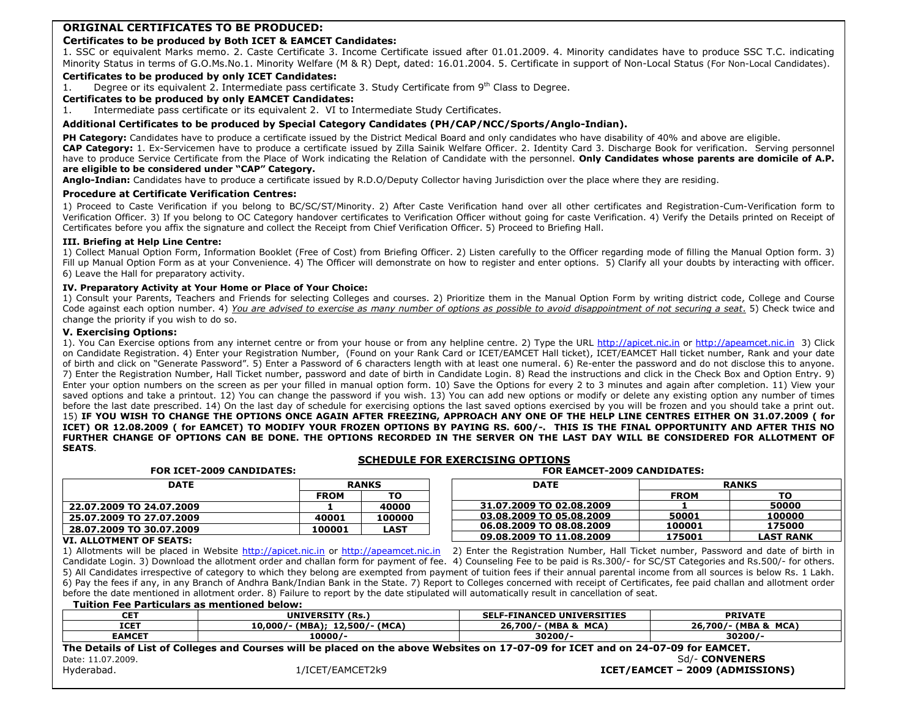## ORIGINAL CERTIFICATES TO BE PRODUCED:

### Certificates to be produced by Both ICET & EAMCET Candidates:

1. SSC or equivalent Marks memo. 2. Caste Certificate 3. Income Certificate issued after 01.01.2009. 4. Minority candidates have to produce SSC T.C. indicating Minority Status in terms of G.O.Ms.No.1. Minority Welfare (M & R) Dept, dated: 16.01.2004. 5. Certificate in support of Non-Local Status (For Non-Local Candidates).

### Certificates to be produced by only ICET Candidates:

1. Degree or its equivalent 2. Intermediate pass certificate 3. Study Certificate from 9th Class to Degree.

### Certificates to be produced by only EAMCET Candidates:

1. Intermediate pass certificate or its equivalent 2. VI to Intermediate Study Certificates.

### Additional Certificates to be produced by Special Category Candidates (PH/CAP/NCC/Sports/Anglo-Indian).

**PH Category:** Candidates have to produce a certificate issued by the District Medical Board and only candidates who have disability of 40% and above are eligible.

**CAP Category:** 1. Ex-Servicemen have to produce a certificate issued by Zilla Sainik Welfare Officer. 2. Identity Card 3. Discharge Book for verification. Serving personnel have to produce Service Certificate from the Place of Work indicating the Relation of Candidate with the personnel. **Only Candidates whose parents are domicile of A.P. are eligible to be considered under "CAP" Category.**

**Anglo-Indian:** Candidates have to produce a certificate issued by R.D.O/Deputy Collector having Jurisdiction over the place where they are residing.

### Procedure at Certificate Verification Centres:

1) Proceed to Caste Verification if you belong to BC/SC/ST/Minority. 2) After Caste Verification hand over all other certificates and Registration-Cum-Verification form to Verification Officer. 3) If you belong to OC Category handover certificates to Verification Officer without going for caste Verification. 4) Verify the Details printed on Receipt of Certificates before you affix the signature and collect the Receipt from Chief Verification Officer. 5) Proceed to Briefing Hall.

### III. Briefing at Help Line Centre:

1) Collect Manual Option Form, Information Booklet (Free of Cost) from Briefing Officer. 2) Listen carefully to the Officer regarding mode of filling the Manual Option form. 3) Fill up Manual Option Form as at your Convenience. 4) The Officer will demonstrate on how to register and enter options. 5) Clarify all your doubts by interacting with officer. 6) Leave the Hall for preparatory activity.

### IV. Preparatory Activity at Your Home or Place of Your Choice:

1) Consult your Parents, Teachers and Friends for selecting Colleges and courses. 2) Prioritize them in the Manual Option Form by writing district code, College and Course Code against each option number. 4) *You are advised to exercise as many number of options as possible to avoid disappointment of not securing a seat*. 5) Check twice and change the priority if you wish to do so.

### V. Exercising Options:

1). You Can Exercise options from any internet centre or from your house or from any helpline centre. 2) Type the URL http://apicet.nic.in or http://apeamcet.nic.in 3) Click on Candidate Registration. 4) Enter your Registration Number, (Found on your Rank Card or ICET/EAMCET Hall ticket), ICET/EAMCET Hall ticket number, Rank and your date of birth and click on "Generate Password". 5) Enter a Password of 6 characters length with at least one numeral. 6) Re-enter the password and do not disclose this to anyone. 7) Enter the Registration Number, Hall Ticket number, password and date of birth in Candidate Login. 8) Read the instructions and click in the Check Box and Option Entry. 9) Enter your option numbers on the screen as per your filled in manual option form. 10) Save the Options for every 2 to 3 minutes and again after completion. 11) View your saved options and take a printout. 12) You can change the password if you wish. 13) You can add new options or modify or delete any existing option any number of times before the last date prescribed. 14) On the last day of schedule for exercising options the last saved options exercised by you will be frozen and you should take a print out. 15) **IF YOU WISH TO CHANGE THE OPTIONS ONCE AGAIN AFTER FREEZING, APPROACH ANY ONE OF THE HELP LINE CENTRES EITHER ON 31.07.2009 ( for ICET) OR 12.08.2009 ( for EAMCET) TO MODIFY YOUR FROZEN OPTIONS BY PAYING RS. 600/-. THIS IS THE FINAL OPPORTUNITY AND AFTER THIS NO FURTHER CHANGE OF OPTIONS CAN BE DONE. THE OPTIONS RECORDED IN THE SERVER ON THE LAST DAY WILL BE CONSIDERED FOR ALLOTMENT OF SEATS**.

## SCHEDULE FOR EXERCISING OPTIONS

**FOR ICET-2009 CANDIDATES:**

| DATE | RANKS | |
|---|---|---|
| | FROM | TO |
| 22.07.2009 TO 24.07.2009 | 1 | 40000 |
| 25.07.2009 TO 27.07.2009 | 40001 | 100000 |
| 28.07.2009 TO 30.07.2009 | 100001 | LAST |

**FOR EAMCET-2009 CANDIDATES:**

| DATE | RANKS | |
|---|---|---|
| | FROM | TO |
| 31.07.2009 TO 02.08.2009 | 1 | 50000 |
| 03.08.2009 TO 05.08.2009 | 50001 | 100000 |
| 06.08.2009 TO 08.08.2009 | 100001 | 175000 |
| 09.08.2009 TO 11.08.2009 | 175001 | LAST RANK |

### VI. ALLOTMENT OF SEATS:

1) Allotments will be placed in Website http://apicet.nic.in or http://apeamcet.nic.in 2) Enter the Registration Number, Hall Ticket number, Password and date of birth in Candidate Login. 3) Download the allotment order and challan form for payment of fee. 4) Counseling Fee to be paid is Rs.300/- for SC/ST Categories and Rs.500/- for others. 5) All Candidates irrespective of category to which they belong are exempted from payment of tuition fees if their annual parental income from all sources is below Rs. 1 Lakh. 6) Pay the fees if any, in any Branch of Andhra Bank/Indian Bank in the State. 7) Report to Colleges concerned with receipt of Certificates, fee paid challan and allotment order before the date mentioned in allotment order. 8) Failure to report by the date stipulated will automatically result in cancellation of seat.

**Tuition Fee Particulars as mentioned below:**

| CET | UNIVERSITY (Rs.) | SELF-FINANCED UNIVERSITIES | PRIVATE |
|---|---|---|---|
| ICET | 10,000/- (MBA); 12,500/- (MCA) | 26,700/- (MBA & MCA) | 26,700/- (MBA & MCA) |
| EAMCET | 10000/- | 30200/- | 30200/- |

**The Details of List of Colleges and Courses will be placed on the above Websites on 17-07-09 for ICET and on 24-07-09 for EAMCET.**

Date: 11.07.2009.

Hyderabad.

1/ICET/EAMCET2k9

Sd/- **CONVENERS**

**ICET/EAMCET – 2009 (ADMISSIONS)**